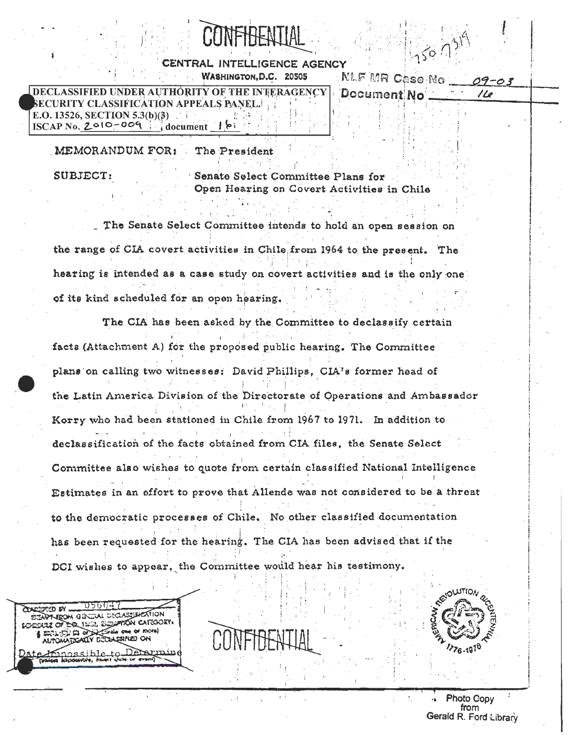CONFIDENTIAL

CENTRAL INTELLIGENCE AGENCY
WASHINGTON, D.C. 20505

NLF MR Case No 09-03
Document No 16

DECLASSIFIED UNDER AUTHORITY OF THE INTERAGENCY SECURITY CLASSIFICATION APPEALS PANEL.
E.O. 13526, SECTION 5.3(b)(3)
ISCAP No. 2010-009, document 16

MEMORANDUM FOR: The President

SUBJECT: Senate Select Committee Plans for Open Hearing on Covert Activities in Chile

The Senate Select Committee intends to hold an open session on the range of CIA covert activities in Chile from 1964 to the present. The hearing is intended as a case study on covert activities and is the only one of its kind scheduled for an open hearing.

The CIA has been asked by the Committee to declassify certain facts (Attachment A) for the proposed public hearing. The Committee plans on calling two witnesses: David Phillips, CIA's former head of the Latin America Division of the Directorate of Operations and Ambassador Korry who had been stationed in Chile from 1967 to 1971. In addition to declassification of the facts obtained from CIA files, the Senate Select Committee also wishes to quote from certain classified National Intelligence Estimates in an effort to prove that Allende was not considered to be a threat to the democratic processes of Chile. No other classified documentation has been requested for the hearing. The CIA has been advised that if the DCI wishes to appear, the Committee would hear his testimony.

CLASSIFIED BY 056047
EXEMPT FROM GENERAL DECLASSIFICATION SCHEDULE OF E.O. 11652, EXEMPTION CATEGORY: § 5B(1), (2) or (3) (circle one or more)
AUTOMATICALLY DECLASSIFIED ON
Date Impossible to Determine
(unless impossible, insert date or event)

CONFIDENTIAL

Photo Copy from Gerald R. Ford Library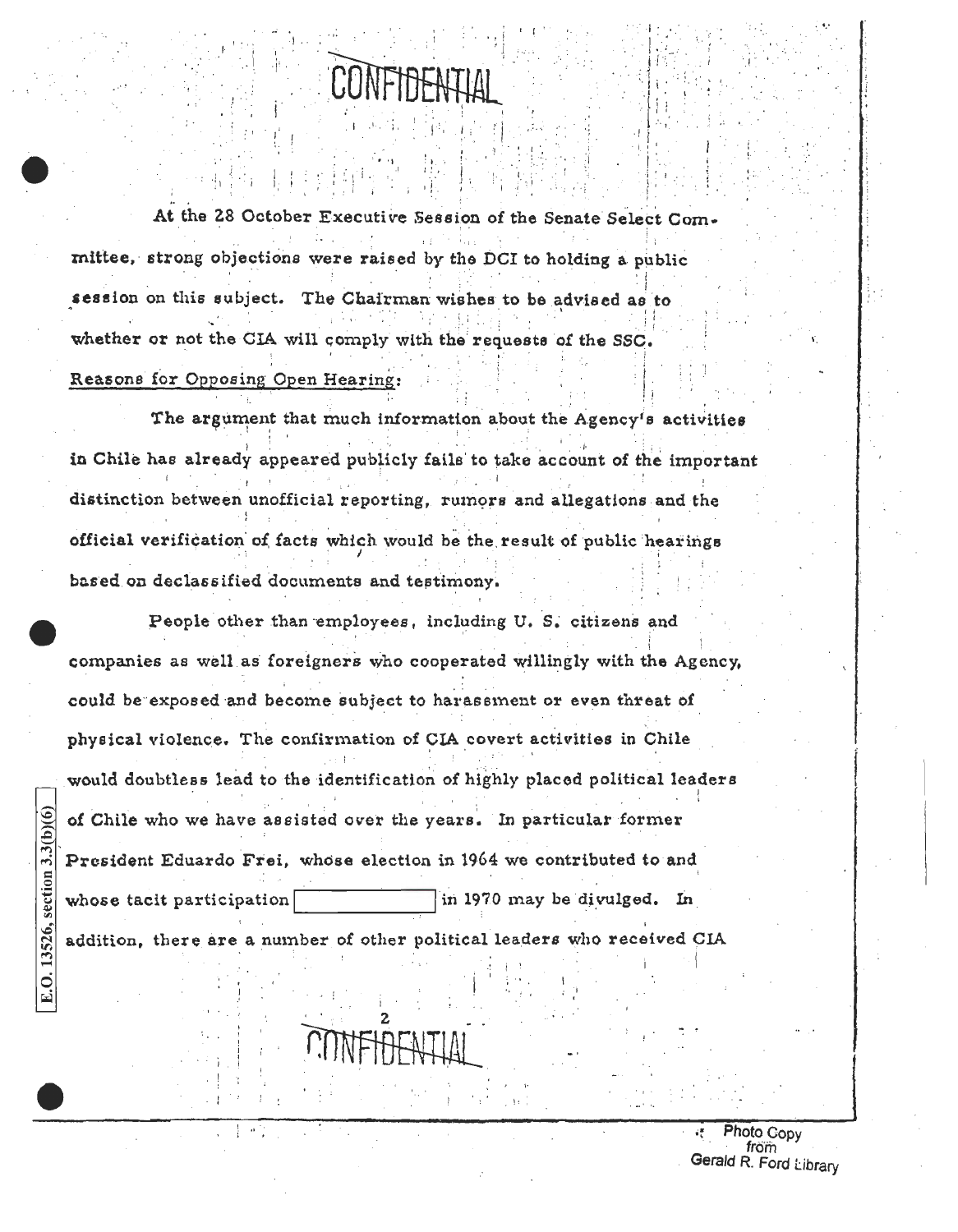CONFIDENTIAL

At the 28 October Executive Session of the Senate Select Committee, strong objections were raised by the DCI to holding a public session on this subject. The Chairman wishes to be advised as to whether or not the CIA will comply with the requests of the SSC.

Reasons for Opposing Open Hearing:

The argument that much information about the Agency's activities in Chile has already appeared publicly fails to take account of the important distinction between unofficial reporting, rumors and allegations and the official verification of facts which would be the result of public hearings based on declassified documents and testimony.

People other than employees, including U. S. citizens and companies as well as foreigners who cooperated willingly with the Agency, could be exposed and become subject to harassment or even threat of physical violence. The confirmation of CIA covert activities in Chile would doubtless lead to the identification of highly placed political leaders of Chile who we have assisted over the years. In particular former President Eduardo Frei, whose election in 1964 we contributed to and whose tacit participation [ ] in 1970 may be divulged. In addition, there are a number of other political leaders who received CIA

E.O. 13526, section 3.3(b)(6)

CONFIDENTIAL

Photo Copy from Gerald R. Ford Library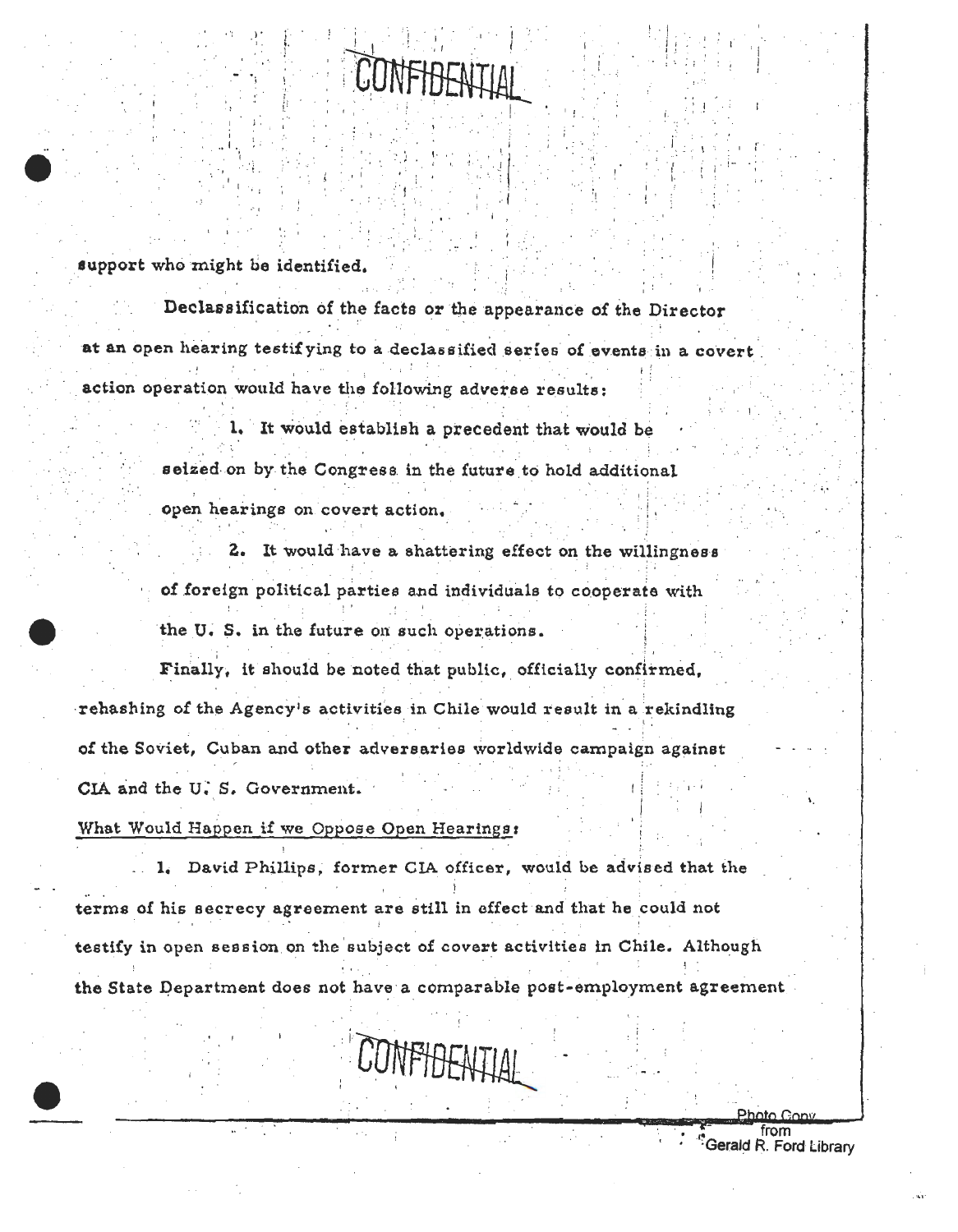CONFIDENTIAL

support who might be identified.

Declassification of the facts or the appearance of the Director at an open hearing testifying to a declassified series of events in a covert action operation would have the following adverse results:

1. It would establish a precedent that would be seized on by the Congress in the future to hold additional open hearings on covert action.

2. It would have a shattering effect on the willingness of foreign political parties and individuals to cooperate with the U. S. in the future on such operations.

Finally, it should be noted that public, officially confirmed, rehashing of the Agency's activities in Chile would result in a rekindling of the Soviet, Cuban and other adversaries worldwide campaign against CIA and the U. S. Government.

What Would Happen if we Oppose Open Hearings:

1. David Phillips, former CIA officer, would be advised that the terms of his secrecy agreement are still in effect and that he could not testify in open session on the subject of covert activities in Chile. Although the State Department does not have a comparable post-employment agreement

CONFIDENTIAL

Photo Copy from Gerald R. Ford Library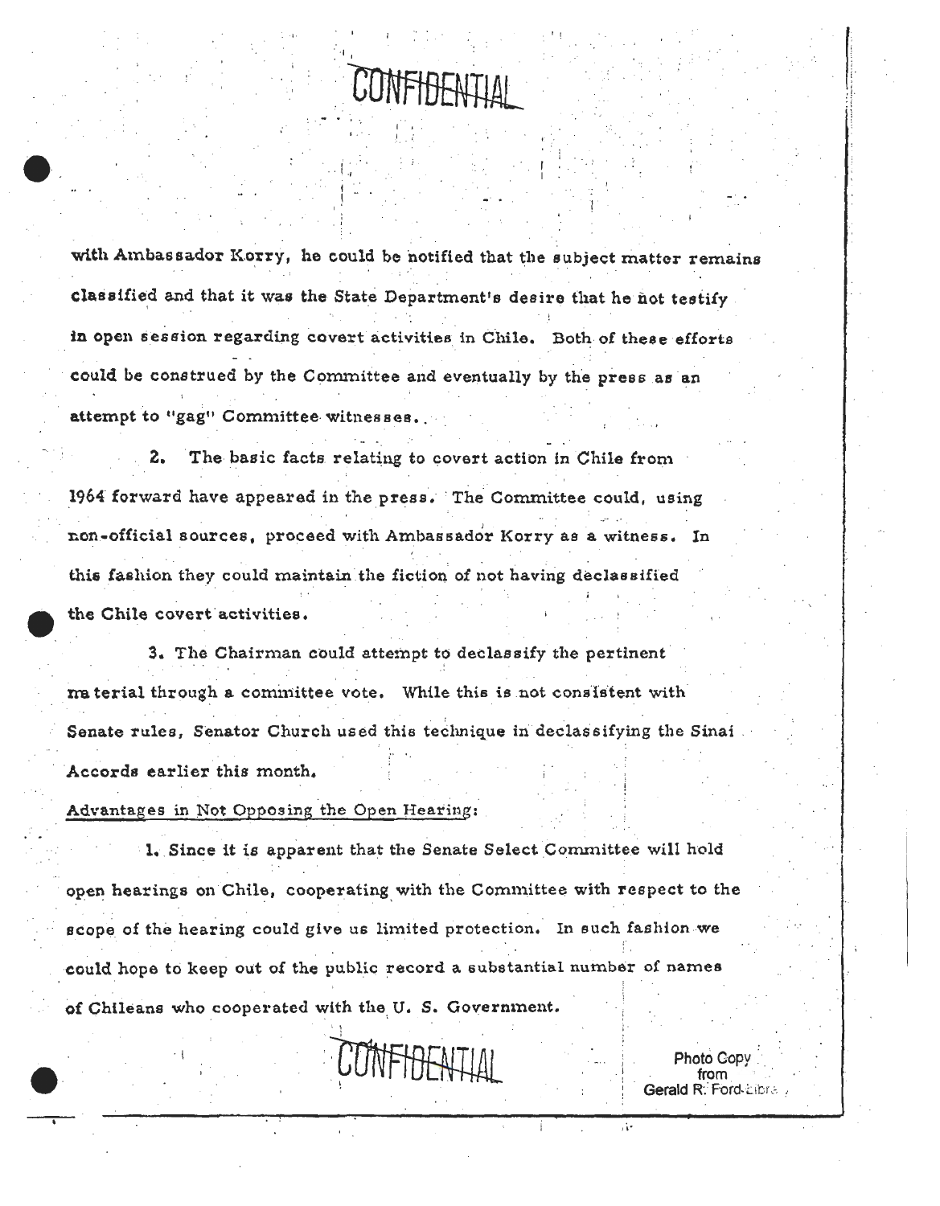CONFIDENTIAL

with Ambassador Korry, he could be notified that the subject matter remains classified and that it was the State Department's desire that he not testify in open session regarding covert activities in Chile. Both of these efforts could be construed by the Committee and eventually by the press as an attempt to "gag" Committee witnesses.

2. The basic facts relating to covert action in Chile from 1964 forward have appeared in the press. The Committee could, using non-official sources, proceed with Ambassador Korry as a witness. In this fashion they could maintain the fiction of not having declassified the Chile covert activities.

3. The Chairman could attempt to declassify the pertinent material through a committee vote. While this is not consistent with Senate rules, Senator Church used this technique in declassifying the Sinai Accords earlier this month.

Advantages in Not Opposing the Open Hearing:

1. Since it is apparent that the Senate Select Committee will hold open hearings on Chile, cooperating with the Committee with respect to the scope of the hearing could give us limited protection. In such fashion we could hope to keep out of the public record a substantial number of names of Chileans who cooperated with the U. S. Government.

CONFIDENTIAL

Photo Copy from Gerald R. Ford Library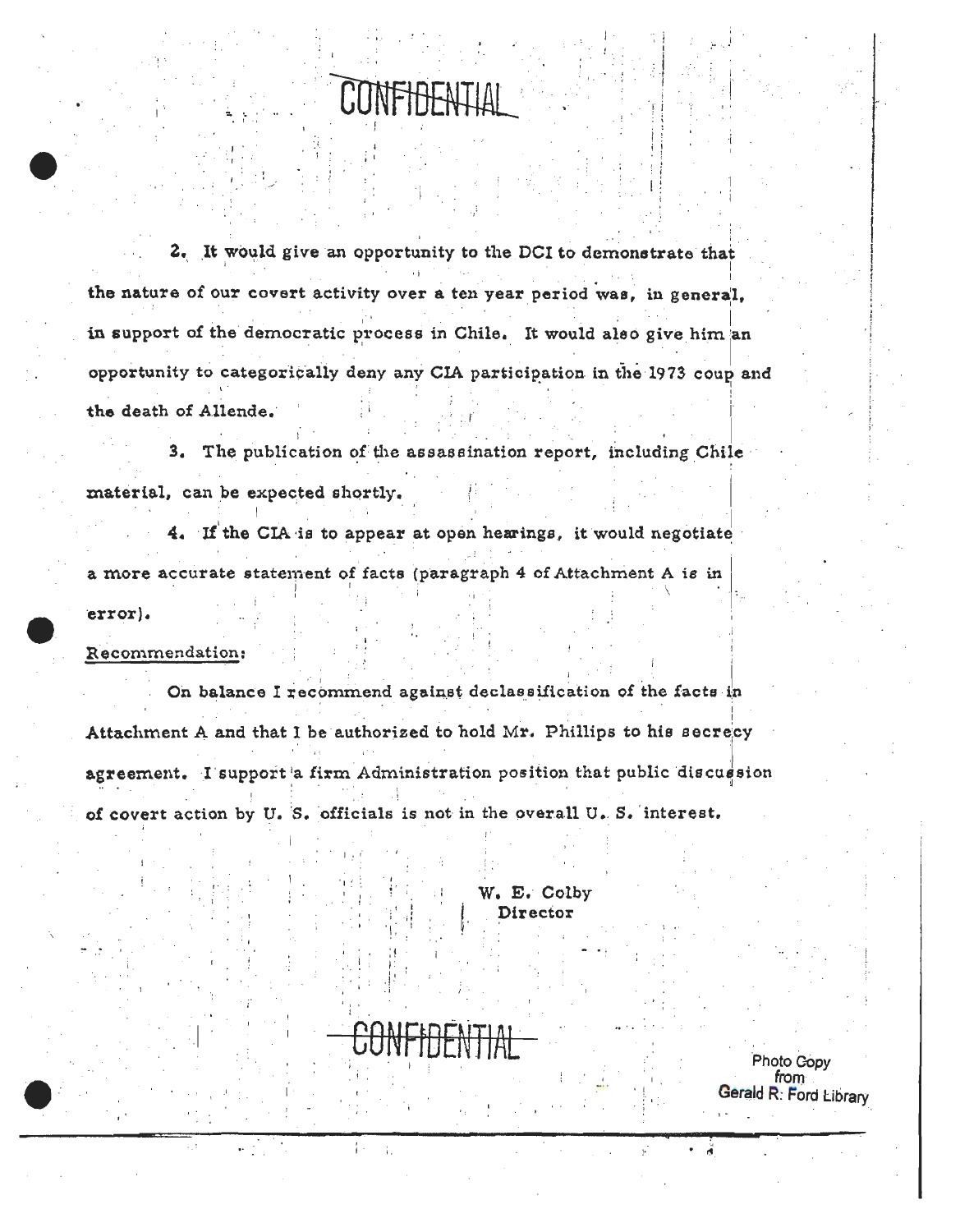CONFIDENTIAL

2. It would give an opportunity to the DCI to demonstrate that the nature of our covert activity over a ten year period was, in general, in support of the democratic process in Chile. It would also give him an opportunity to categorically deny any CIA participation in the 1973 coup and the death of Allende.

3. The publication of the assassination report, including Chile material, can be expected shortly.

4. If the CIA is to appear at open hearings, it would negotiate a more accurate statement of facts (paragraph 4 of Attachment A is in error).

Recommendation:

On balance I recommend against declassification of the facts in Attachment A and that I be authorized to hold Mr. Phillips to his secrecy agreement. I support a firm Administration position that public discussion of covert action by U. S. officials is not in the overall U. S. interest.

W. E. Colby
Director

CONFIDENTIAL

Photo Copy from Gerald R. Ford Library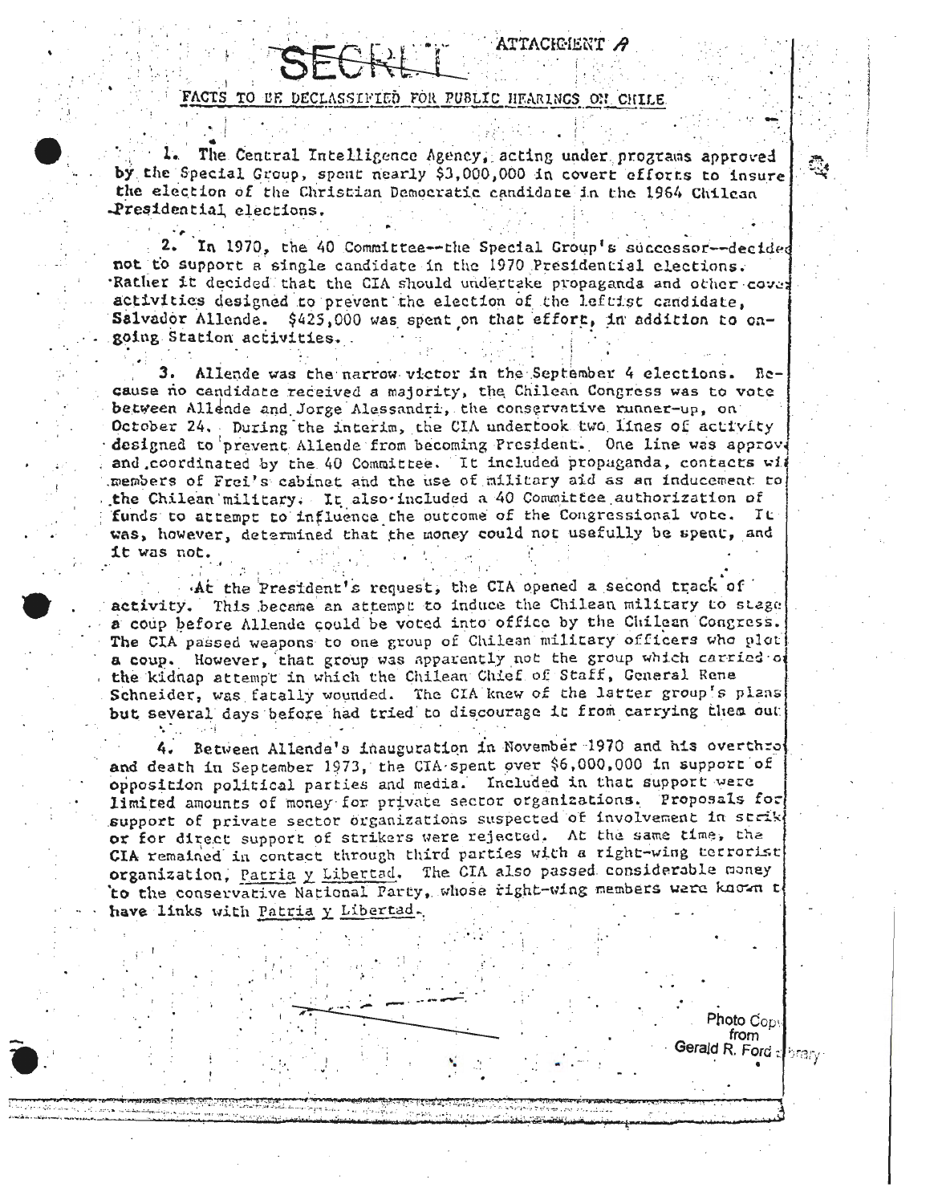SECRET

ATTACHMENT A

FACTS TO BE DECLASSIFIED FOR PUBLIC HEARINGS ON CHILE

1. The Central Intelligence Agency, acting under programs approved by the Special Group, spent nearly $3,000,000 in covert efforts to insure the election of the Christian Democratic candidate in the 1964 Chilean Presidential elections.

2. In 1970, the 40 Committee--the Special Group's successor--decided not to support a single candidate in the 1970 Presidential elections. Rather it decided that the CIA should undertake propaganda and other covert activities designed to prevent the election of the leftist candidate, Salvador Allende. $425,000 was spent on that effort, in addition to on-going Station activities.

3. Allende was the narrow victor in the September 4 elections. Because no candidate received a majority, the Chilean Congress was to vote between Allende and Jorge Alessandri, the conservative runner-up, on October 24. During the interim, the CIA undertook two lines of activity designed to prevent Allende from becoming President. One line was approved and coordinated by the 40 Committee. It included propaganda, contacts with members of Frei's cabinet and the use of military aid as an inducement to the Chilean military. It also included a 40 Committee authorization of funds to attempt to influence the outcome of the Congressional vote. It was, however, determined that the money could not usefully be spent, and it was not.

At the President's request, the CIA opened a second track of activity. This became an attempt to induce the Chilean military to stage a coup before Allende could be voted into office by the Chilean Congress. The CIA passed weapons to one group of Chilean military officers who plot a coup. However, that group was apparently not the group which carried out the kidnap attempt in which the Chilean Chief of Staff, General Rene Schneider, was fatally wounded. The CIA knew of the latter group's plans but several days before had tried to discourage it from carrying them out.

4. Between Allende's inauguration in November 1970 and his overthrow and death in September 1973, the CIA spent over $6,000,000 in support of opposition political parties and media. Included in that support were limited amounts of money for private sector organizations. Proposals for support of private sector organizations suspected of involvement in strikes or for direct support of strikers were rejected. At the same time, the CIA remained in contact through third parties with a right-wing terrorist organization, *Patria y Libertad*. The CIA also passed considerable money to the conservative National Party, whose right-wing members were known to have links with *Patria y Libertad*.

Photo Copy from Gerald R. Ford Library